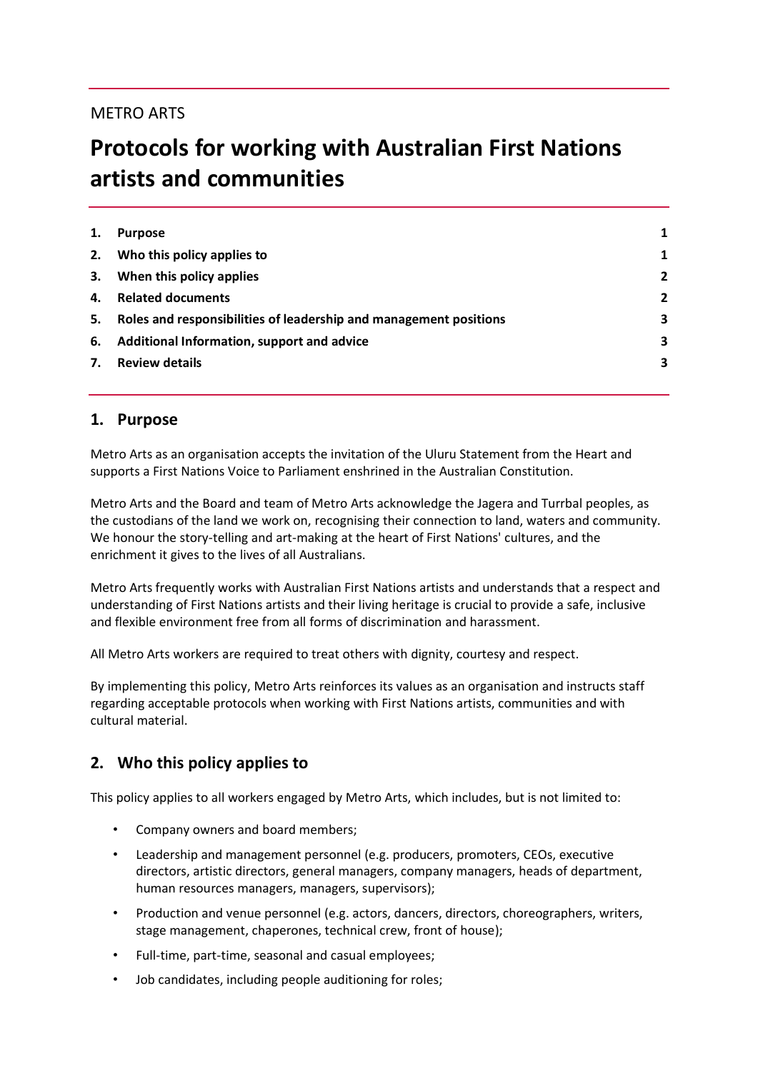METRO ARTS

# Protocols for working with Australian First Nations artists and communities

| | | |
|---|---|---|
| 1. | Purpose | 1 |
| 2. | Who this policy applies to | 1 |
| 3. | When this policy applies | 2 |
| 4. | Related documents | 2 |
| 5. | Roles and responsibilities of leadership and management positions | 3 |
| 6. | Additional Information, support and advice | 3 |
| 7. | Review details | 3 |

## 1. Purpose

Metro Arts as an organisation accepts the invitation of the Uluru Statement from the Heart and supports a First Nations Voice to Parliament enshrined in the Australian Constitution.

Metro Arts and the Board and team of Metro Arts acknowledge the Jagera and Turrbal peoples, as the custodians of the land we work on, recognising their connection to land, waters and community. We honour the story-telling and art-making at the heart of First Nations' cultures, and the enrichment it gives to the lives of all Australians.

Metro Arts frequently works with Australian First Nations artists and understands that a respect and understanding of First Nations artists and their living heritage is crucial to provide a safe, inclusive and flexible environment free from all forms of discrimination and harassment.

All Metro Arts workers are required to treat others with dignity, courtesy and respect.

By implementing this policy, Metro Arts reinforces its values as an organisation and instructs staff regarding acceptable protocols when working with First Nations artists, communities and with cultural material.

## 2. Who this policy applies to

This policy applies to all workers engaged by Metro Arts, which includes, but is not limited to:

- Company owners and board members;
- Leadership and management personnel (e.g. producers, promoters, CEOs, executive directors, artistic directors, general managers, company managers, heads of department, human resources managers, managers, supervisors);
- Production and venue personnel (e.g. actors, dancers, directors, choreographers, writers, stage management, chaperones, technical crew, front of house);
- Full-time, part-time, seasonal and casual employees;
- Job candidates, including people auditioning for roles;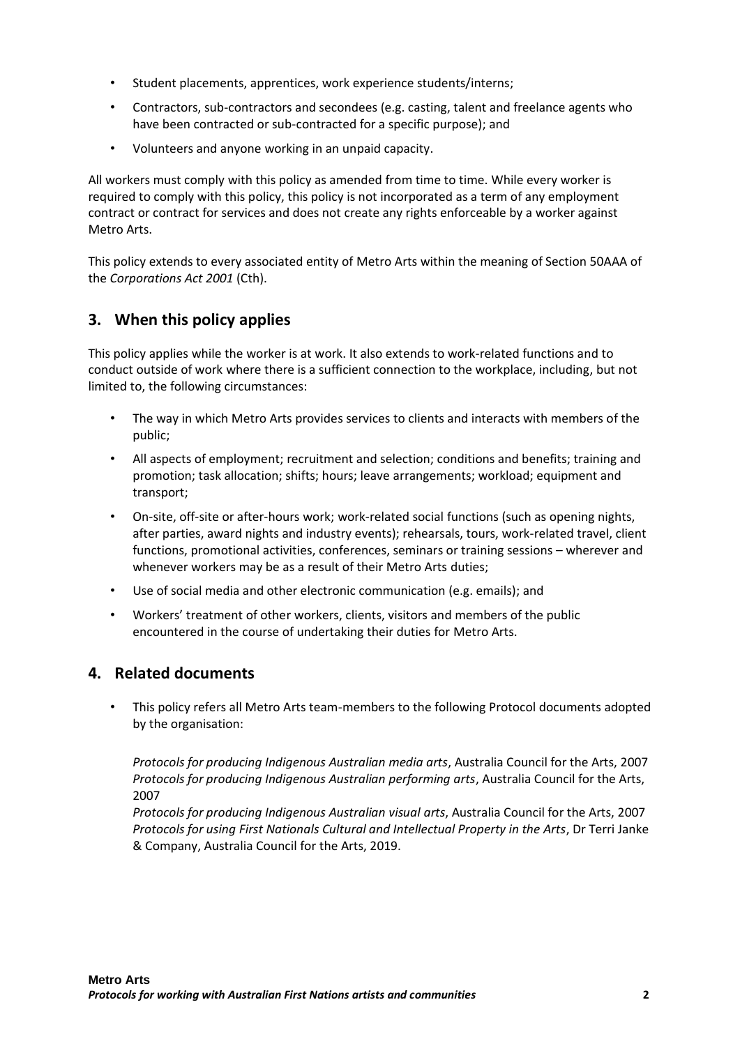- Student placements, apprentices, work experience students/interns;
- Contractors, sub-contractors and secondees (e.g. casting, talent and freelance agents who have been contracted or sub-contracted for a specific purpose); and
- Volunteers and anyone working in an unpaid capacity.

All workers must comply with this policy as amended from time to time. While every worker is required to comply with this policy, this policy is not incorporated as a term of any employment contract or contract for services and does not create any rights enforceable by a worker against Metro Arts.

This policy extends to every associated entity of Metro Arts within the meaning of Section 50AAA of the *Corporations Act 2001* (Cth).

## 3. When this policy applies

This policy applies while the worker is at work. It also extends to work-related functions and to conduct outside of work where there is a sufficient connection to the workplace, including, but not limited to, the following circumstances:

- The way in which Metro Arts provides services to clients and interacts with members of the public;
- All aspects of employment; recruitment and selection; conditions and benefits; training and promotion; task allocation; shifts; hours; leave arrangements; workload; equipment and transport;
- On-site, off-site or after-hours work; work-related social functions (such as opening nights, after parties, award nights and industry events); rehearsals, tours, work-related travel, client functions, promotional activities, conferences, seminars or training sessions – wherever and whenever workers may be as a result of their Metro Arts duties;
- Use of social media and other electronic communication (e.g. emails); and
- Workers' treatment of other workers, clients, visitors and members of the public encountered in the course of undertaking their duties for Metro Arts.

## 4. Related documents

- This policy refers all Metro Arts team-members to the following Protocol documents adopted by the organisation:

  *Protocols for producing Indigenous Australian media arts*, Australia Council for the Arts, 2007
  *Protocols for producing Indigenous Australian performing arts*, Australia Council for the Arts, 2007
  *Protocols for producing Indigenous Australian visual arts*, Australia Council for the Arts, 2007
  *Protocols for using First Nationals Cultural and Intellectual Property in the Arts*, Dr Terri Janke & Company, Australia Council for the Arts, 2019.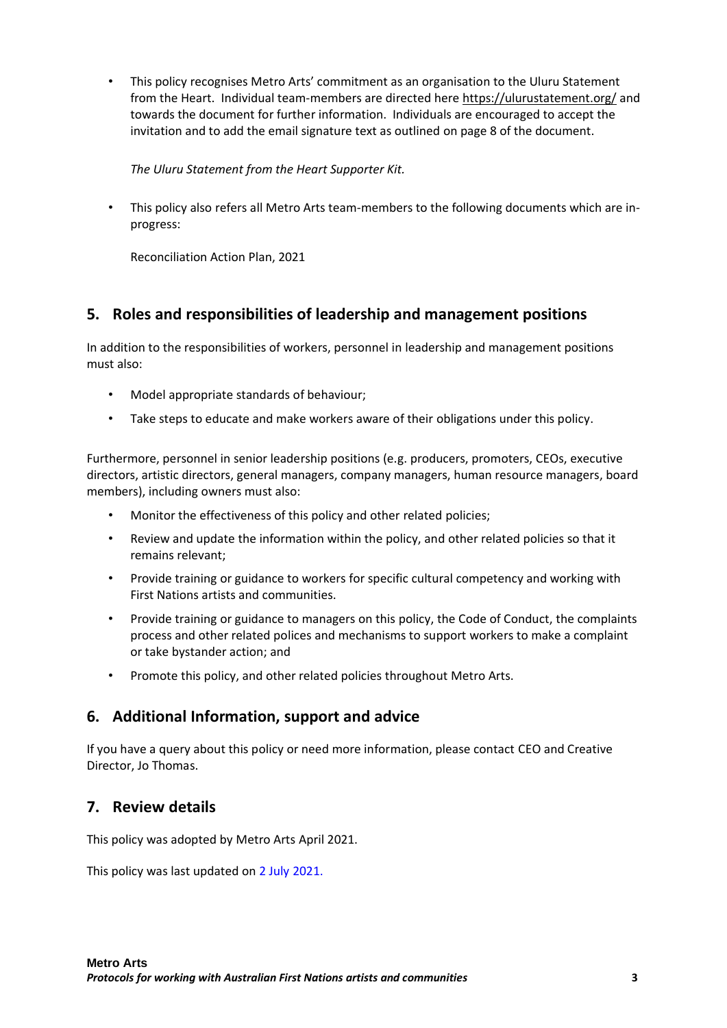- This policy recognises Metro Arts' commitment as an organisation to the Uluru Statement from the Heart. Individual team-members are directed here https://ulurustatement.org/ and towards the document for further information. Individuals are encouraged to accept the invitation and to add the email signature text as outlined on page 8 of the document.

  *The Uluru Statement from the Heart Supporter Kit.*

- This policy also refers all Metro Arts team-members to the following documents which are in-progress:

  Reconciliation Action Plan, 2021

## 5. Roles and responsibilities of leadership and management positions

In addition to the responsibilities of workers, personnel in leadership and management positions must also:

- Model appropriate standards of behaviour;
- Take steps to educate and make workers aware of their obligations under this policy.

Furthermore, personnel in senior leadership positions (e.g. producers, promoters, CEOs, executive directors, artistic directors, general managers, company managers, human resource managers, board members), including owners must also:

- Monitor the effectiveness of this policy and other related policies;
- Review and update the information within the policy, and other related policies so that it remains relevant;
- Provide training or guidance to workers for specific cultural competency and working with First Nations artists and communities.
- Provide training or guidance to managers on this policy, the Code of Conduct, the complaints process and other related polices and mechanisms to support workers to make a complaint or take bystander action; and
- Promote this policy, and other related policies throughout Metro Arts.

## 6. Additional Information, support and advice

If you have a query about this policy or need more information, please contact CEO and Creative Director, Jo Thomas.

## 7. Review details

This policy was adopted by Metro Arts April 2021.

This policy was last updated on 2 July 2021.